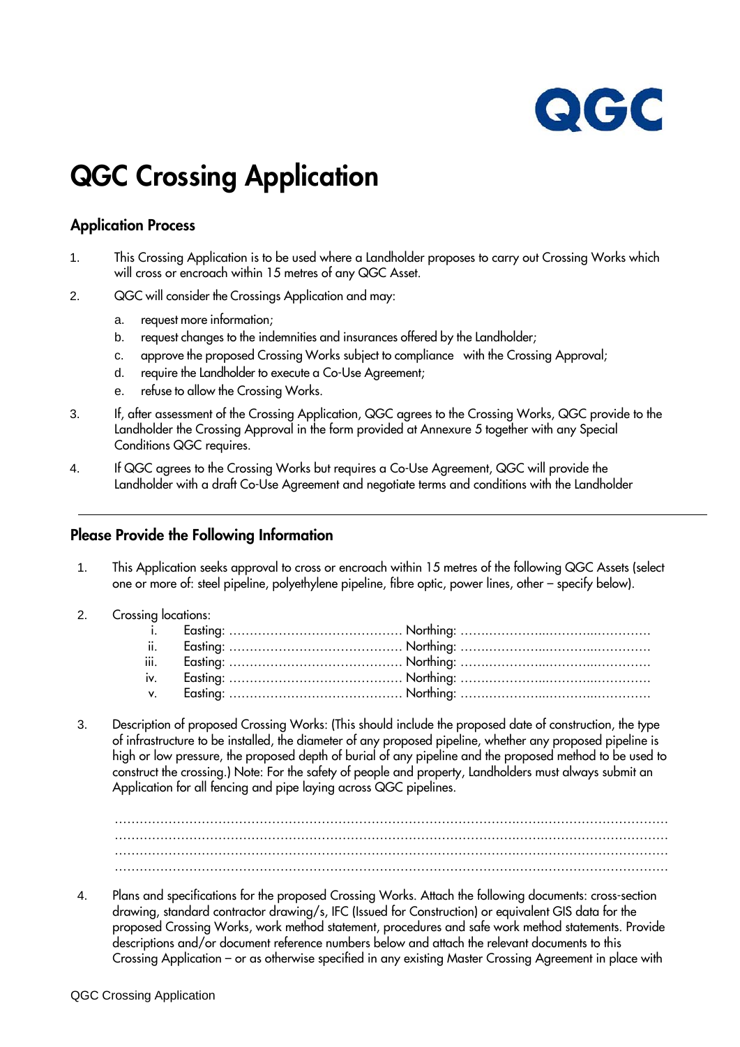QGC

# QGC Crossing Application

## Application Process

1. This Crossing Application is to be used where a Landholder proposes to carry out Crossing Works which will cross or encroach within 15 metres of any QGC Asset.
2. QGC will consider the Crossings Application and may:
   a. request more information;
   b. request changes to the indemnities and insurances offered by the Landholder;
   c. approve the proposed Crossing Works subject to compliance with the Crossing Approval;
   d. require the Landholder to execute a Co-Use Agreement;
   e. refuse to allow the Crossing Works.
3. If, after assessment of the Crossing Application, QGC agrees to the Crossing Works, QGC provide to the Landholder the Crossing Approval in the form provided at Annexure 5 together with any Special Conditions QGC requires.
4. If QGC agrees to the Crossing Works but requires a Co-Use Agreement, QGC will provide the Landholder with a draft Co-Use Agreement and negotiate terms and conditions with the Landholder

---

## Please Provide the Following Information

1. This Application seeks approval to cross or encroach within 15 metres of the following QGC Assets (select one or more of: steel pipeline, polyethylene pipeline, fibre optic, power lines, other – specify below).
2. Crossing locations:
   i. Easting: …………………………………… Northing: ……………………………………………
   ii. Easting: …………………………………… Northing: ……………………………………………
   iii. Easting: …………………………………… Northing: ……………………………………………
   iv. Easting: …………………………………… Northing: ……………………………………………
   v. Easting: …………………………………… Northing: ……………………………………………
3. Description of proposed Crossing Works: (This should include the proposed date of construction, the type of infrastructure to be installed, the diameter of any proposed pipeline, whether any proposed pipeline is high or low pressure, the proposed depth of burial of any pipeline and the proposed method to be used to construct the crossing.) Note: For the safety of people and property, Landholders must always submit an Application for all fencing and pipe laying across QGC pipelines.

   ……………………………………………………………………………………………………………………
   ……………………………………………………………………………………………………………………
   ……………………………………………………………………………………………………………………
   ……………………………………………………………………………………………………………………

4. Plans and specifications for the proposed Crossing Works. Attach the following documents: cross-section drawing, standard contractor drawing/s, IFC (Issued for Construction) or equivalent GIS data for the proposed Crossing Works, work method statement, procedures and safe work method statements. Provide descriptions and/or document reference numbers below and attach the relevant documents to this Crossing Application – or as otherwise specified in any existing Master Crossing Agreement in place with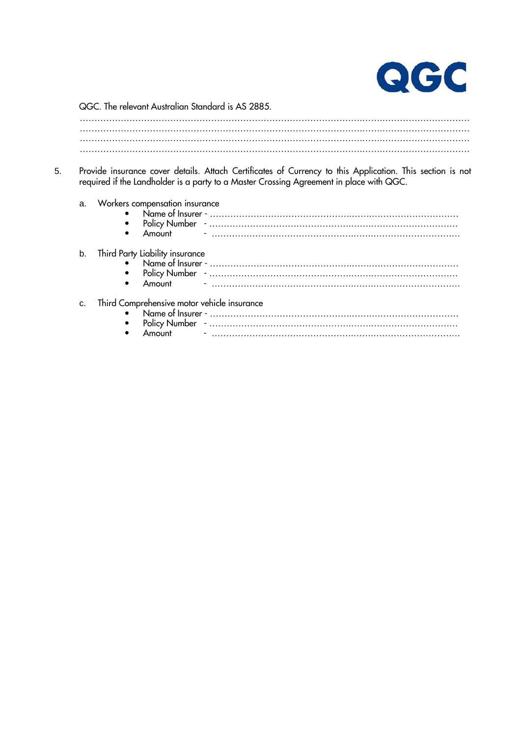QGC. The relevant Australian Standard is AS 2885.

……………………………………………………………………………………………………………………
……………………………………………………………………………………………………………………
……………………………………………………………………………………………………………………
……………………………………………………………………………………………………………………

5. Provide insurance cover details. Attach Certificates of Currency to this Application. This section is not required if the Landholder is a party to a Master Crossing Agreement in place with QGC.

   a. Workers compensation insurance
      - Name of Insurer - ……………………………………………………………………………
      - Policy Number - ……………………………………………………………………………
      - Amount - ……………………………………………………………………………

   b. Third Party Liability insurance
      - Name of Insurer - ……………………………………………………………………………
      - Policy Number - ……………………………………………………………………………
      - Amount - ……………………………………………………………………………

   c. Third Comprehensive motor vehicle insurance
      - Name of Insurer - ……………………………………………………………………………
      - Policy Number - ……………………………………………………………………………
      - Amount - ……………………………………………………………………………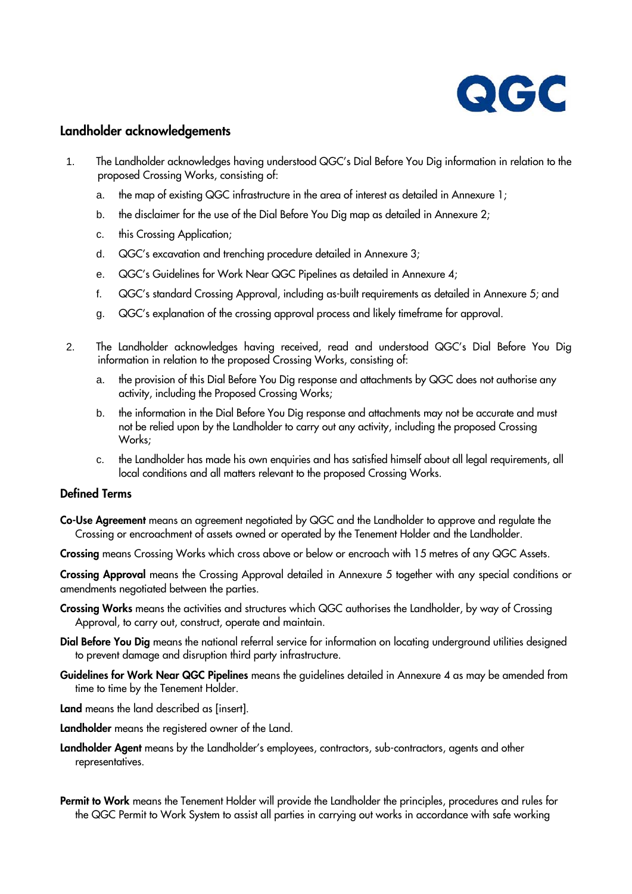## Landholder acknowledgements

1. The Landholder acknowledges having understood QGC's Dial Before You Dig information in relation to the proposed Crossing Works, consisting of:
   a. the map of existing QGC infrastructure in the area of interest as detailed in Annexure 1;
   b. the disclaimer for the use of the Dial Before You Dig map as detailed in Annexure 2;
   c. this Crossing Application;
   d. QGC's excavation and trenching procedure detailed in Annexure 3;
   e. QGC's Guidelines for Work Near QGC Pipelines as detailed in Annexure 4;
   f. QGC's standard Crossing Approval, including as-built requirements as detailed in Annexure 5; and
   g. QGC's explanation of the crossing approval process and likely timeframe for approval.

2. The Landholder acknowledges having received, read and understood QGC's Dial Before You Dig information in relation to the proposed Crossing Works, consisting of:
   a. the provision of this Dial Before You Dig response and attachments by QGC does not authorise any activity, including the Proposed Crossing Works;
   b. the information in the Dial Before You Dig response and attachments may not be accurate and must not be relied upon by the Landholder to carry out any activity, including the proposed Crossing Works;
   c. the Landholder has made his own enquiries and has satisfied himself about all legal requirements, all local conditions and all matters relevant to the proposed Crossing Works.

## Defined Terms

**Co-Use Agreement** means an agreement negotiated by QGC and the Landholder to approve and regulate the Crossing or encroachment of assets owned or operated by the Tenement Holder and the Landholder.

**Crossing** means Crossing Works which cross above or below or encroach with 15 metres of any QGC Assets.

**Crossing Approval** means the Crossing Approval detailed in Annexure 5 together with any special conditions or amendments negotiated between the parties.

**Crossing Works** means the activities and structures which QGC authorises the Landholder, by way of Crossing Approval, to carry out, construct, operate and maintain.

**Dial Before You Dig** means the national referral service for information on locating underground utilities designed to prevent damage and disruption third party infrastructure.

**Guidelines for Work Near QGC Pipelines** means the guidelines detailed in Annexure 4 as may be amended from time to time by the Tenement Holder.

**Land** means the land described as [insert].

**Landholder** means the registered owner of the Land.

**Landholder Agent** means by the Landholder's employees, contractors, sub-contractors, agents and other representatives.

**Permit to Work** means the Tenement Holder will provide the Landholder the principles, procedures and rules for the QGC Permit to Work System to assist all parties in carrying out works in accordance with safe working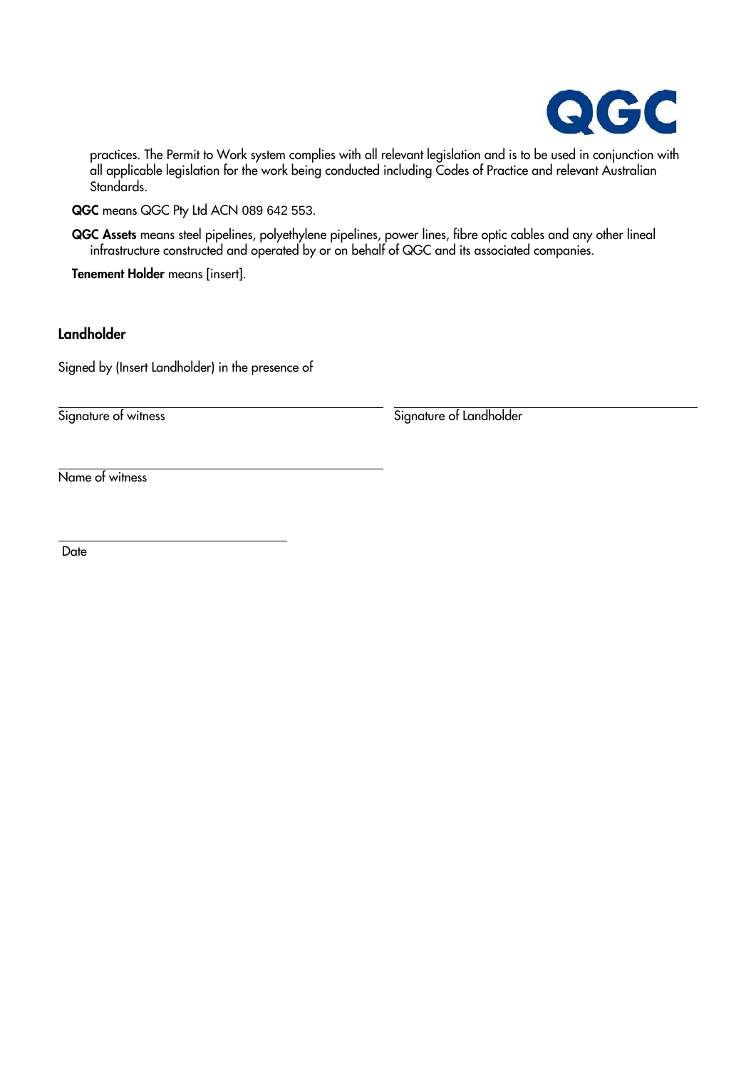practices. The Permit to Work system complies with all relevant legislation and is to be used in conjunction with all applicable legislation for the work being conducted including Codes of Practice and relevant Australian Standards.

**QGC** means QGC Pty Ltd ACN 089 642 553.

**QGC Assets** means steel pipelines, polyethylene pipelines, power lines, fibre optic cables and any other lineal infrastructure constructed and operated by or on behalf of QGC and its associated companies.

**Tenement Holder** means [insert].

### Landholder

Signed by (Insert Landholder) in the presence of

______________________________ 
Signature of witness

______________________________ 
Signature of Landholder

______________________________ 
Name of witness

______________________________ 
Date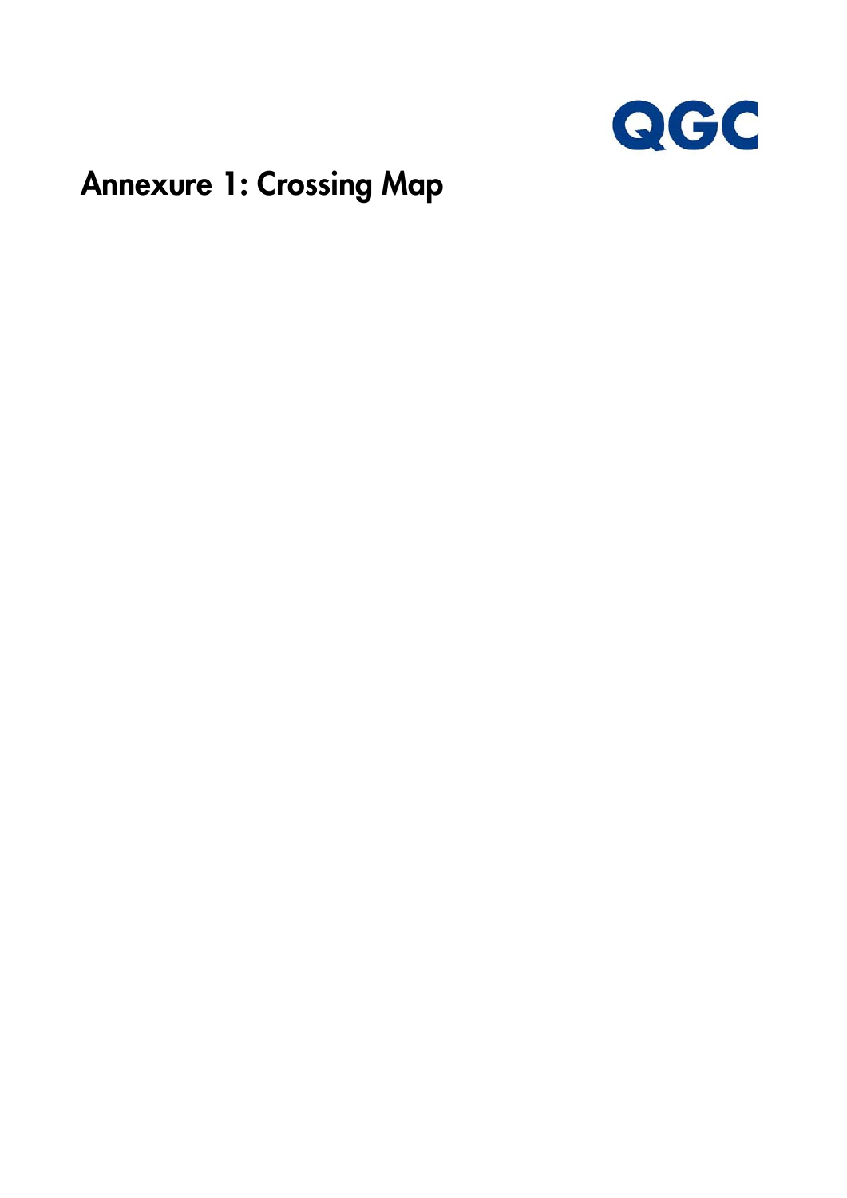# Annexure 1: Crossing Map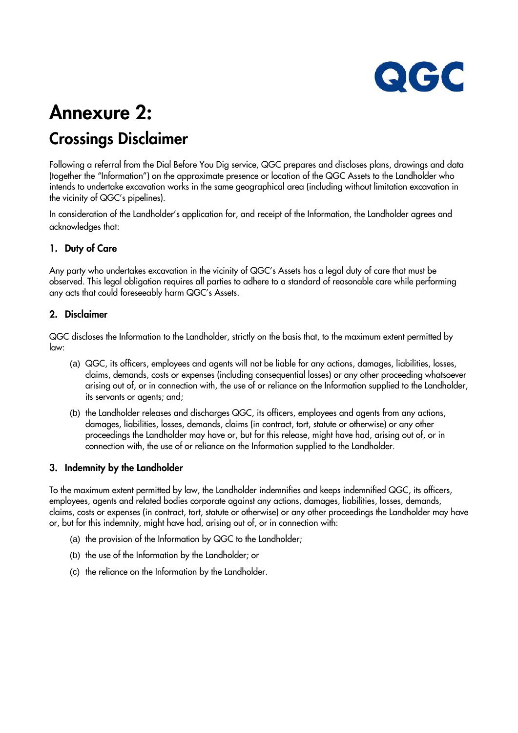QGC

# Annexure 2:

## Crossings Disclaimer

Following a referral from the Dial Before You Dig service, QGC prepares and discloses plans, drawings and data (together the "Information") on the approximate presence or location of the QGC Assets to the Landholder who intends to undertake excavation works in the same geographical area (including without limitation excavation in the vicinity of QGC's pipelines).

In consideration of the Landholder's application for, and receipt of the Information, the Landholder agrees and acknowledges that:

### 1. Duty of Care

Any party who undertakes excavation in the vicinity of QGC's Assets has a legal duty of care that must be observed. This legal obligation requires all parties to adhere to a standard of reasonable care while performing any acts that could foreseeably harm QGC's Assets.

### 2. Disclaimer

QGC discloses the Information to the Landholder, strictly on the basis that, to the maximum extent permitted by law:

(a) QGC, its officers, employees and agents will not be liable for any actions, damages, liabilities, losses, claims, demands, costs or expenses (including consequential losses) or any other proceeding whatsoever arising out of, or in connection with, the use of or reliance on the Information supplied to the Landholder, its servants or agents; and;

(b) the Landholder releases and discharges QGC, its officers, employees and agents from any actions, damages, liabilities, losses, demands, claims (in contract, tort, statute or otherwise) or any other proceedings the Landholder may have or, but for this release, might have had, arising out of, or in connection with, the use of or reliance on the Information supplied to the Landholder.

### 3. Indemnity by the Landholder

To the maximum extent permitted by law, the Landholder indemnifies and keeps indemnified QGC, its officers, employees, agents and related bodies corporate against any actions, damages, liabilities, losses, demands, claims, costs or expenses (in contract, tort, statute or otherwise) or any other proceedings the Landholder may have or, but for this indemnity, might have had, arising out of, or in connection with:

(a) the provision of the Information by QGC to the Landholder;

(b) the use of the Information by the Landholder; or

(c) the reliance on the Information by the Landholder.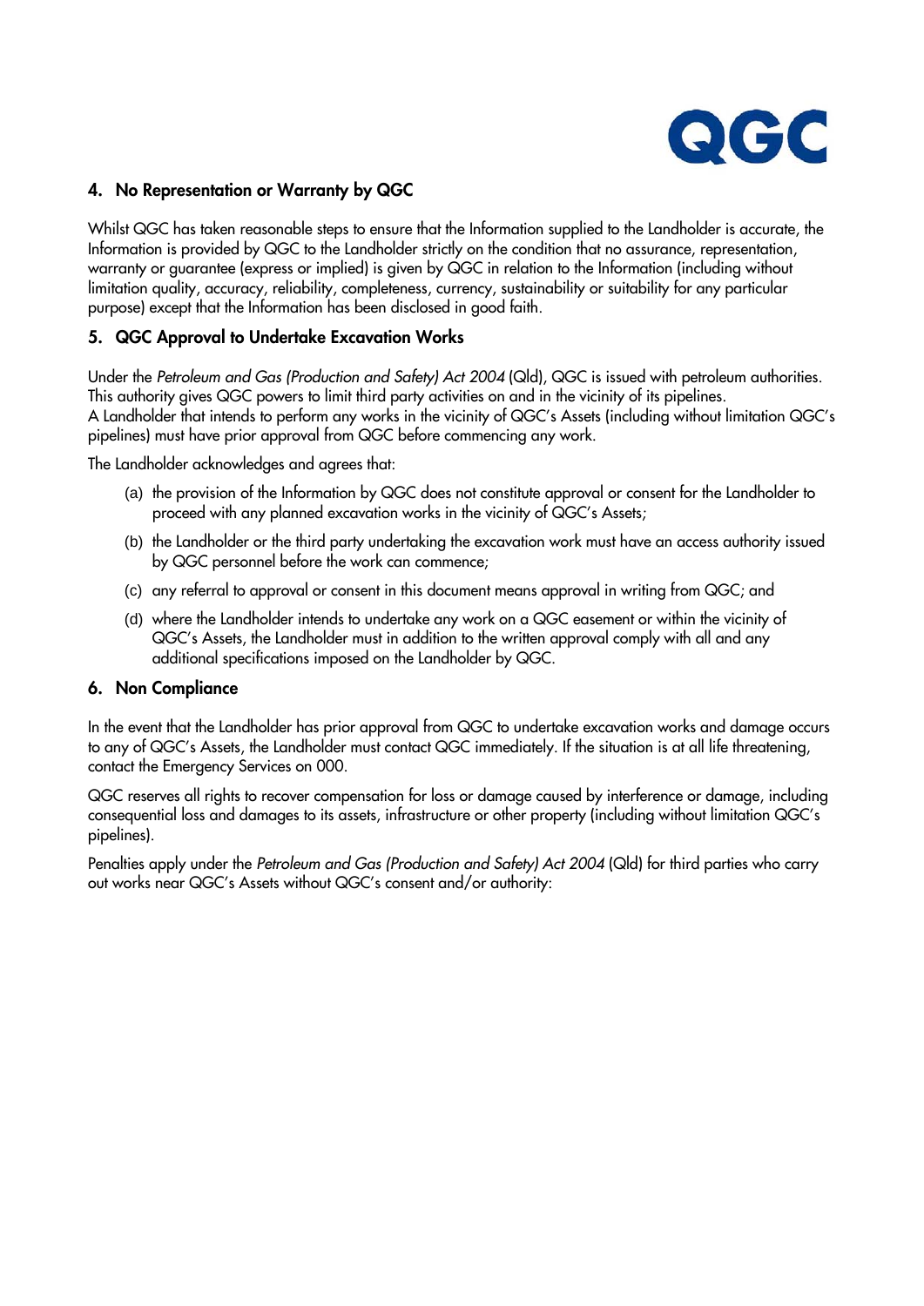## 4. No Representation or Warranty by QGC

Whilst QGC has taken reasonable steps to ensure that the Information supplied to the Landholder is accurate, the Information is provided by QGC to the Landholder strictly on the condition that no assurance, representation, warranty or guarantee (express or implied) is given by QGC in relation to the Information (including without limitation quality, accuracy, reliability, completeness, currency, sustainability or suitability for any particular purpose) except that the Information has been disclosed in good faith.

## 5. QGC Approval to Undertake Excavation Works

Under the *Petroleum and Gas (Production and Safety) Act 2004* (Qld), QGC is issued with petroleum authorities. This authority gives QGC powers to limit third party activities on and in the vicinity of its pipelines.
A Landholder that intends to perform any works in the vicinity of QGC's Assets (including without limitation QGC's pipelines) must have prior approval from QGC before commencing any work.

The Landholder acknowledges and agrees that:

(a) the provision of the Information by QGC does not constitute approval or consent for the Landholder to proceed with any planned excavation works in the vicinity of QGC's Assets;

(b) the Landholder or the third party undertaking the excavation work must have an access authority issued by QGC personnel before the work can commence;

(c) any referral to approval or consent in this document means approval in writing from QGC; and

(d) where the Landholder intends to undertake any work on a QGC easement or within the vicinity of QGC's Assets, the Landholder must in addition to the written approval comply with all and any additional specifications imposed on the Landholder by QGC.

## 6. Non Compliance

In the event that the Landholder has prior approval from QGC to undertake excavation works and damage occurs to any of QGC's Assets, the Landholder must contact QGC immediately. If the situation is at all life threatening, contact the Emergency Services on 000.

QGC reserves all rights to recover compensation for loss or damage caused by interference or damage, including consequential loss and damages to its assets, infrastructure or other property (including without limitation QGC's pipelines).

Penalties apply under the *Petroleum and Gas (Production and Safety) Act 2004* (Qld) for third parties who carry out works near QGC's Assets without QGC's consent and/or authority: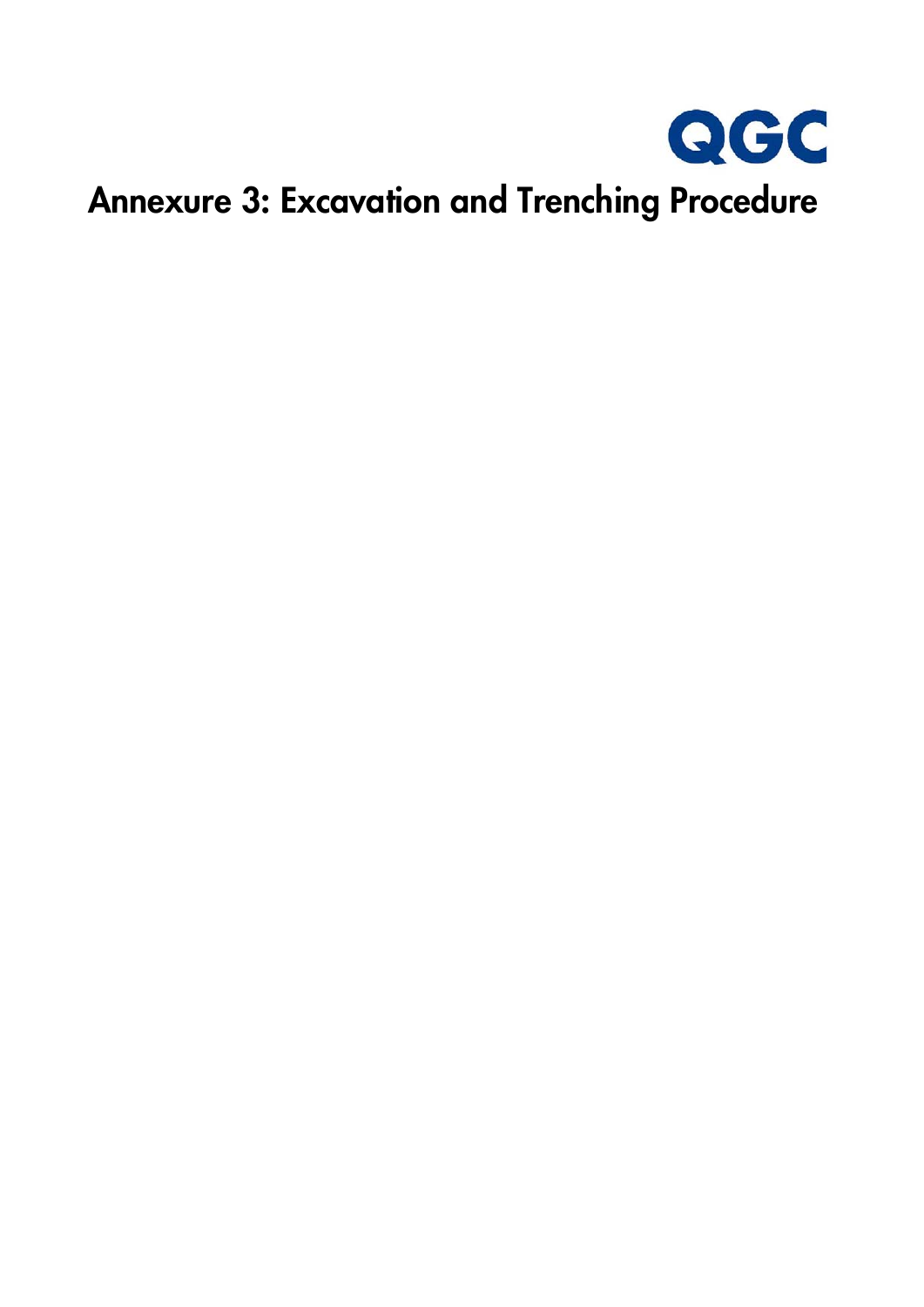# Annexure 3: Excavation and Trenching Procedure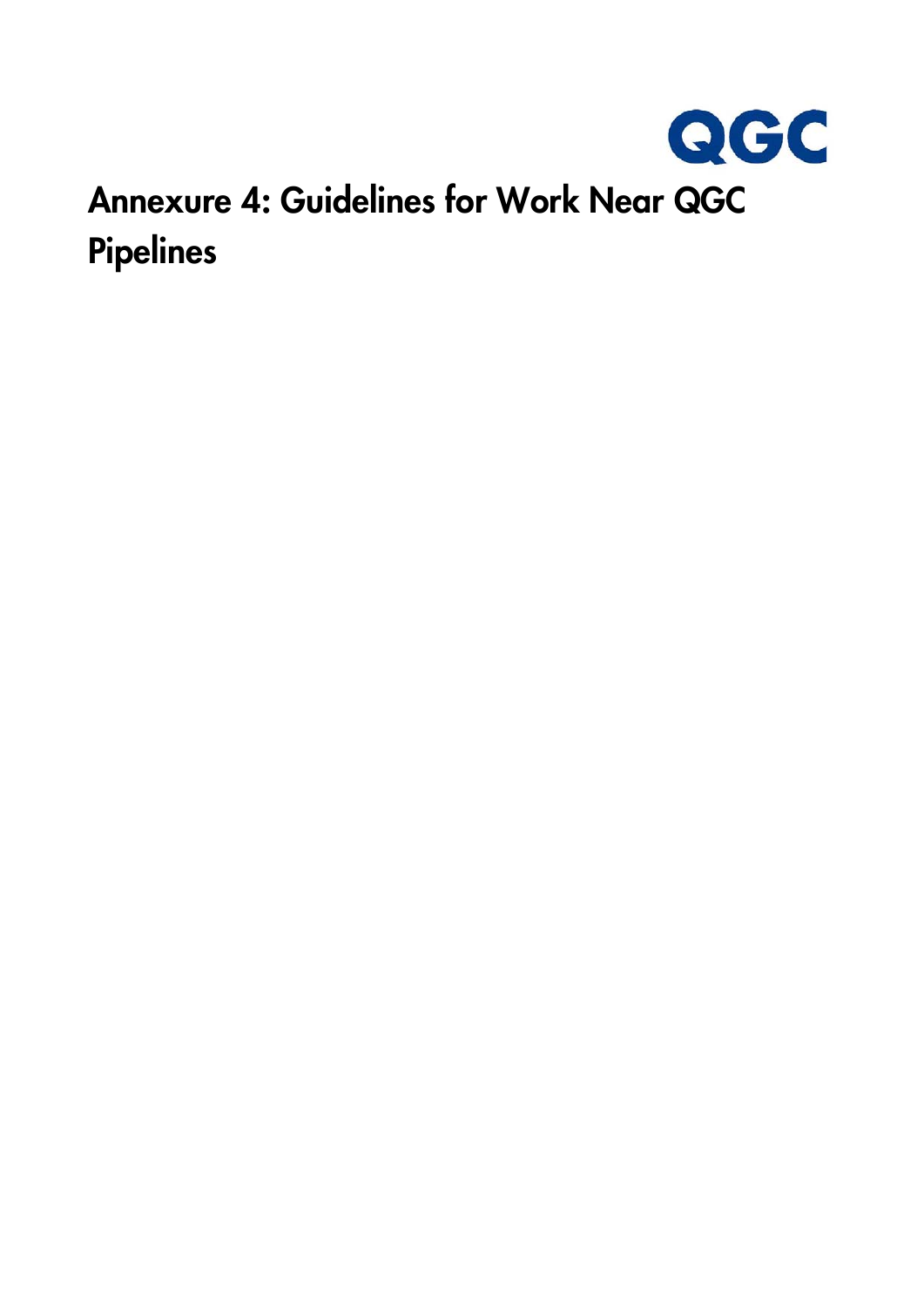QGC

# Annexure 4: Guidelines for Work Near QGC Pipelines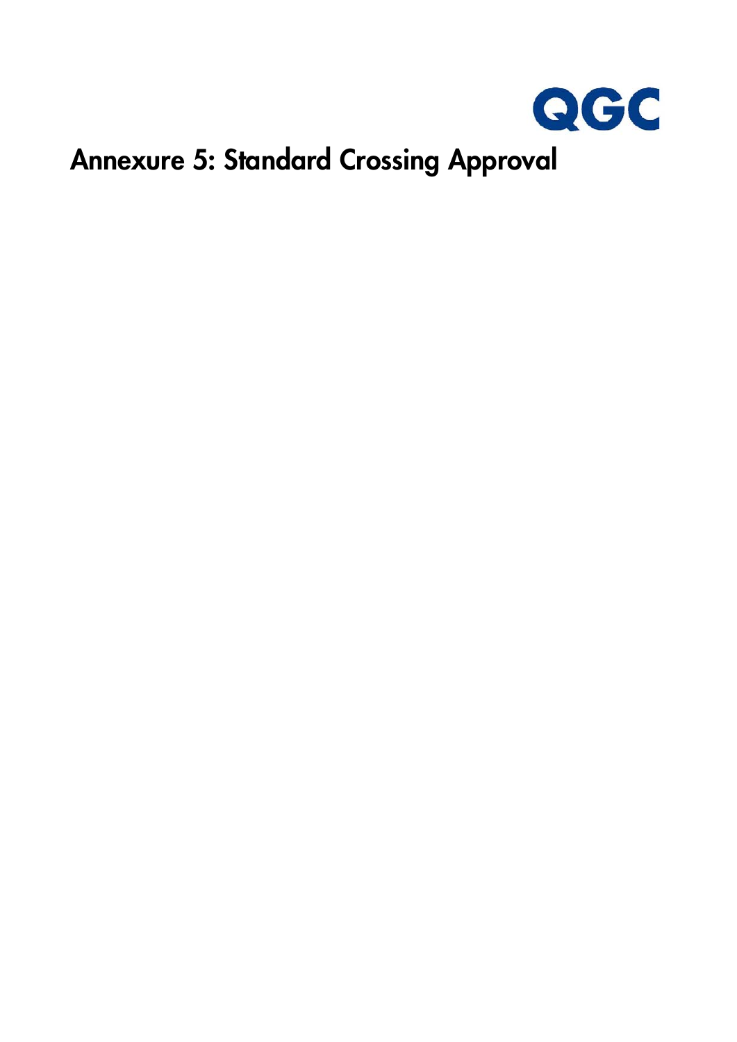# Annexure 5: Standard Crossing Approval